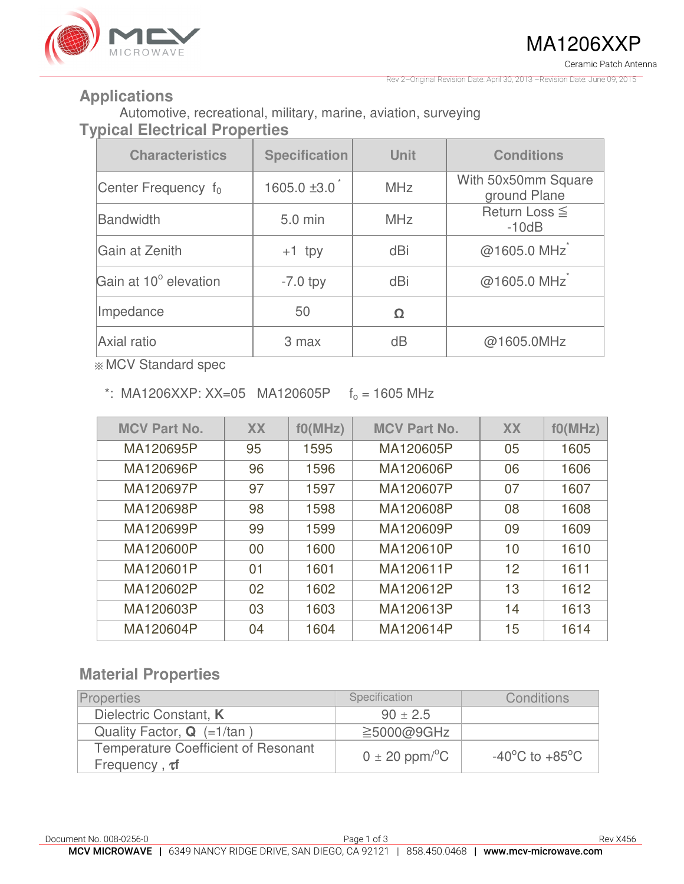# MA1206XXP

Ceramic Patch Antenna

Rev 2–Original Revision Date: April 30, 2013 –Revision Date: June 09, 2015

## Applications

Automotive, recreational, military, marine, aviation, surveying

## Typical Electrical Properties

| Characteristics | Specification | Unit | Conditions |
|---|---|---|---|
| Center Frequency $f_0$ | 1605.0 ±3.0 * | MHz | With 50x50mm Square ground Plane |
| Bandwidth | 5.0 min | MHz | Return Loss ≦ -10dB |
| Gain at Zenith | +1 tpy | dBi | @1605.0 MHz* |
| Gain at 10° elevation | -7.0 tpy | dBi | @1605.0 MHz* |
| Impedance | 50 | Ω | |
| Axial ratio | 3 max | dB | @1605.0MHz |

※ MCV Standard spec

*: MA1206XXP: XX=05 MA120605P $f_o$ = 1605 MHz

| MCV Part No. | XX | f0(MHz) | MCV Part No. | XX | f0(MHz) |
|---|---|---|---|---|---|
| MA120695P | 95 | 1595 | MA120605P | 05 | 1605 |
| MA120696P | 96 | 1596 | MA120606P | 06 | 1606 |
| MA120697P | 97 | 1597 | MA120607P | 07 | 1607 |
| MA120698P | 98 | 1598 | MA120608P | 08 | 1608 |
| MA120699P | 99 | 1599 | MA120609P | 09 | 1609 |
| MA120600P | 00 | 1600 | MA120610P | 10 | 1610 |
| MA120601P | 01 | 1601 | MA120611P | 12 | 1611 |
| MA120602P | 02 | 1602 | MA120612P | 13 | 1612 |
| MA120603P | 03 | 1603 | MA120613P | 14 | 1613 |
| MA120604P | 04 | 1604 | MA120614P | 15 | 1614 |

## Material Properties

| Properties | Specification | Conditions |
|---|---|---|
| Dielectric Constant, **K** | 90 ± 2.5 | |
| Quality Factor, **Q** (=1/tan ) | ≧5000@9GHz | |
| Temperature Coefficient of Resonant Frequency , **τf** | 0 ± 20 ppm/°C | -40°C to +85°C |

Document No. 008-0256-0 Rev X456

**MCV MICROWAVE** | 6349 NANCY RIDGE DRIVE, SAN DIEGO, CA 92121 | 858.450.0468 | **www.mcv-microwave.com**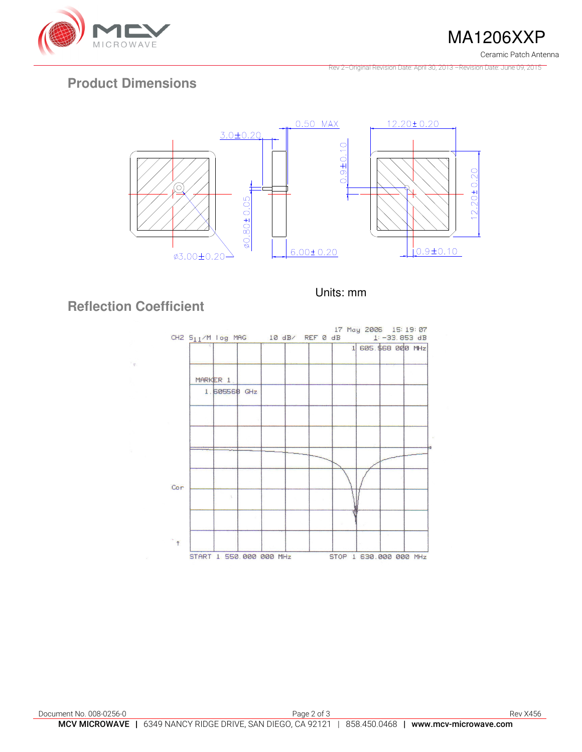## Product Dimensions

Units: mm

## Reflection Coefficient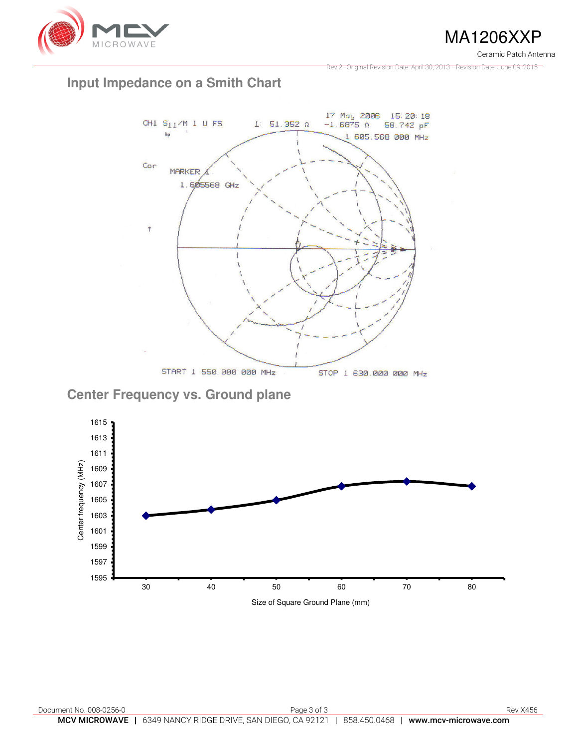## Input Impedance on a Smith Chart

CH1 $S_{11}$/M 1 U FS

1: 51.352 Ω -1.6875 Ω 58.742 pF 1 605.568 000 MHz

17 May 2006 15:20:18

Cor

MARKER 1
1.605568 GHz

START 1 550.000 000 MHz
STOP 1 630.000 000 MHz

## Center Frequency vs. Ground plane

Center frequency (MHz)

1615
1613
1611
1609
1607
1605
1603
1601
1599
1597
1595

30
40
50
60
70
80

Size of Square Ground Plane (mm)